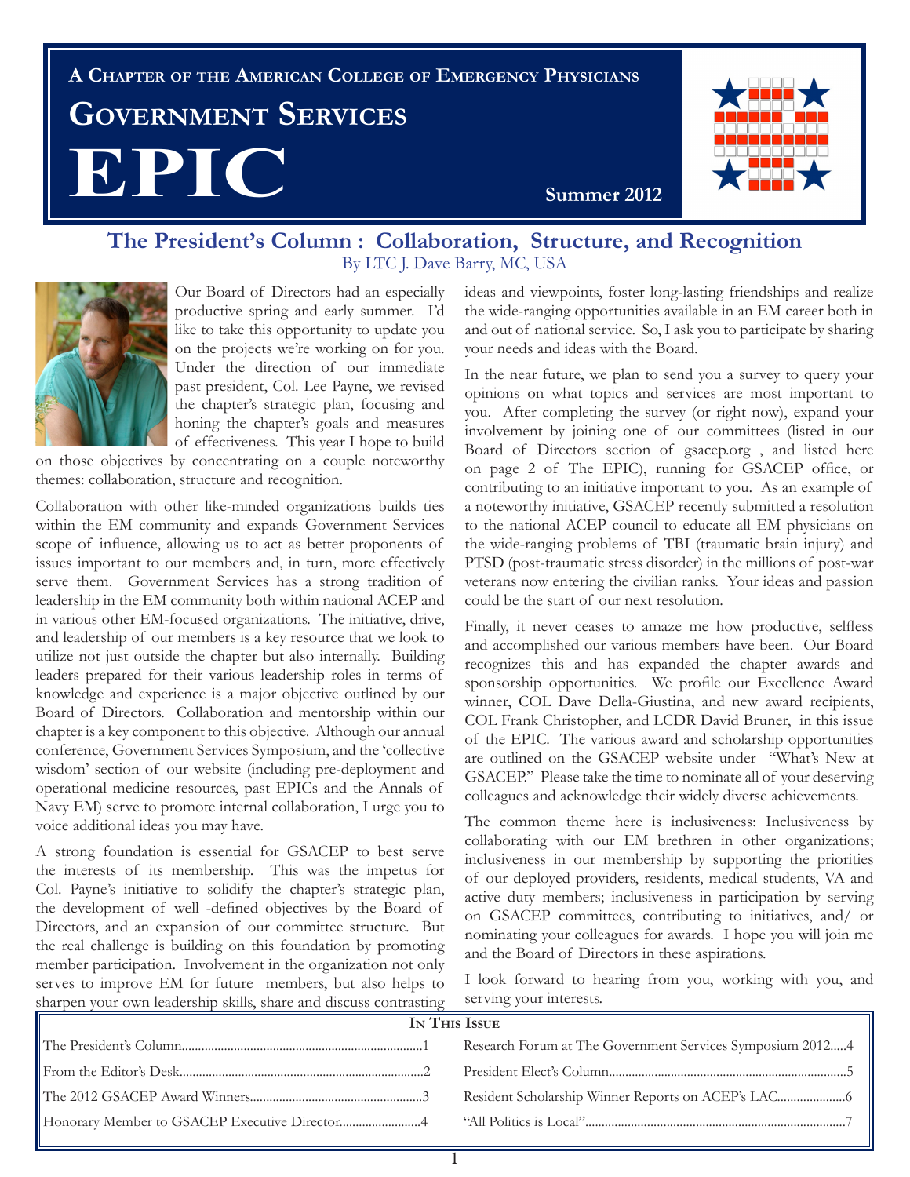A Chapter of the American College of Emergency Physicians

# Government Services EPIC

Summer 2012

## The President's Column : Collaboration, Structure, and Recognition

By LTC J. Dave Barry, MC, USA

Our Board of Directors had an especially productive spring and early summer. I'd like to take this opportunity to update you on the projects we're working on for you. Under the direction of our immediate past president, Col. Lee Payne, we revised the chapter's strategic plan, focusing and honing the chapter's goals and measures of effectiveness. This year I hope to build on those objectives by concentrating on a couple noteworthy themes: collaboration, structure and recognition.

Collaboration with other like-minded organizations builds ties within the EM community and expands Government Services scope of influence, allowing us to act as better proponents of issues important to our members and, in turn, more effectively serve them. Government Services has a strong tradition of leadership in the EM community both within national ACEP and in various other EM-focused organizations. The initiative, drive, and leadership of our members is a key resource that we look to utilize not just outside the chapter but also internally. Building leaders prepared for their various leadership roles in terms of knowledge and experience is a major objective outlined by our Board of Directors. Collaboration and mentorship within our chapter is a key component to this objective. Although our annual conference, Government Services Symposium, and the 'collective wisdom' section of our website (including pre-deployment and operational medicine resources, past EPICs and the Annals of Navy EM) serve to promote internal collaboration, I urge you to voice additional ideas you may have.

A strong foundation is essential for GSACEP to best serve the interests of its membership. This was the impetus for Col. Payne's initiative to solidify the chapter's strategic plan, the development of well -defined objectives by the Board of Directors, and an expansion of our committee structure. But the real challenge is building on this foundation by promoting member participation. Involvement in the organization not only serves to improve EM for future members, but also helps to sharpen your own leadership skills, share and discuss contrasting ideas and viewpoints, foster long-lasting friendships and realize the wide-ranging opportunities available in an EM career both in and out of national service. So, I ask you to participate by sharing your needs and ideas with the Board.

In the near future, we plan to send you a survey to query your opinions on what topics and services are most important to you. After completing the survey (or right now), expand your involvement by joining one of our committees (listed in our Board of Directors section of gsacep.org , and listed here on page 2 of The EPIC), running for GSACEP office, or contributing to an initiative important to you. As an example of a noteworthy initiative, GSACEP recently submitted a resolution to the national ACEP council to educate all EM physicians on the wide-ranging problems of TBI (traumatic brain injury) and PTSD (post-traumatic stress disorder) in the millions of post-war veterans now entering the civilian ranks. Your ideas and passion could be the start of our next resolution.

Finally, it never ceases to amaze me how productive, selfless and accomplished our various members have been. Our Board recognizes this and has expanded the chapter awards and sponsorship opportunities. We profile our Excellence Award winner, COL Dave Della-Giustina, and new award recipients, COL Frank Christopher, and LCDR David Bruner, in this issue of the EPIC. The various award and scholarship opportunities are outlined on the GSACEP website under "What's New at GSACEP." Please take the time to nominate all of your deserving colleagues and acknowledge their widely diverse achievements.

The common theme here is inclusiveness: Inclusiveness by collaborating with our EM brethren in other organizations; inclusiveness in our membership by supporting the priorities of our deployed providers, residents, medical students, VA and active duty members; inclusiveness in participation by serving on GSACEP committees, contributing to initiatives, and/ or nominating your colleagues for awards. I hope you will join me and the Board of Directors in these aspirations.

I look forward to hearing from you, working with you, and serving your interests.

### In This Issue

| | |
|---|---|
| The President's Column....1 | Research Forum at The Government Services Symposium 2012....4 |
| From the Editor's Desk....2 | President Elect's Column....5 |
| The 2012 GSACEP Award Winners....3 | Resident Scholarship Winner Reports on ACEP's LAC....6 |
| Honorary Member to GSACEP Executive Director....4 | "All Politics is Local"....7 |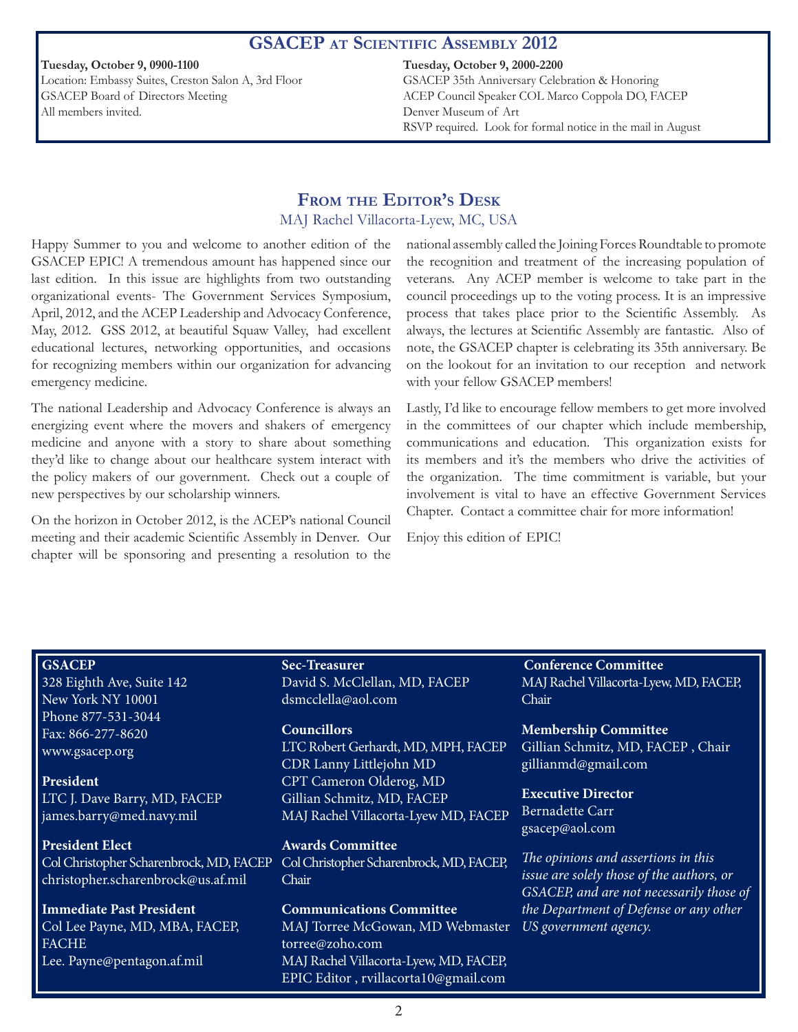## GSACEP at Scientific Assembly 2012

**Tuesday, October 9, 0900-1100**
Location: Embassy Suites, Creston Salon A, 3rd Floor
GSACEP Board of Directors Meeting
All members invited.

**Tuesday, October 9, 2000-2200**
GSACEP 35th Anniversary Celebration & Honoring
ACEP Council Speaker COL Marco Coppola DO, FACEP
Denver Museum of Art
RSVP required. Look for formal notice in the mail in August

## From the Editor's Desk

MAJ Rachel Villacorta-Lyew, MC, USA

Happy Summer to you and welcome to another edition of the GSACEP EPIC! A tremendous amount has happened since our last edition. In this issue are highlights from two outstanding organizational events- The Government Services Symposium, April, 2012, and the ACEP Leadership and Advocacy Conference, May, 2012. GSS 2012, at beautiful Squaw Valley, had excellent educational lectures, networking opportunities, and occasions for recognizing members within our organization for advancing emergency medicine.

The national Leadership and Advocacy Conference is always an energizing event where the movers and shakers of emergency medicine and anyone with a story to share about something they'd like to change about our healthcare system interact with the policy makers of our government. Check out a couple of new perspectives by our scholarship winners.

On the horizon in October 2012, is the ACEP's national Council meeting and their academic Scientific Assembly in Denver. Our chapter will be sponsoring and presenting a resolution to the national assembly called the Joining Forces Roundtable to promote the recognition and treatment of the increasing population of veterans. Any ACEP member is welcome to take part in the council proceedings up to the voting process. It is an impressive process that takes place prior to the Scientific Assembly. As always, the lectures at Scientific Assembly are fantastic. Also of note, the GSACEP chapter is celebrating its 35th anniversary. Be on the lookout for an invitation to our reception and network with your fellow GSACEP members!

Lastly, I'd like to encourage fellow members to get more involved in the committees of our chapter which include membership, communications and education. This organization exists for its members and it's the members who drive the activities of the organization. The time commitment is variable, but your involvement is vital to have an effective Government Services Chapter. Contact a committee chair for more information!

Enjoy this edition of EPIC!

**GSACEP**
328 Eighth Ave, Suite 142
New York NY 10001
Phone 877-531-3044
Fax: 866-277-8620
www.gsacep.org

**President**
LTC J. Dave Barry, MD, FACEP
james.barry@med.navy.mil

**President Elect**
Col Christopher Scharenbrock, MD, FACEP
christopher.scharenbrock@us.af.mil

**Immediate Past President**
Col Lee Payne, MD, MBA, FACEP, FACHE
Lee. Payne@pentagon.af.mil

**Sec-Treasurer**
David S. McClellan, MD, FACEP
dsmcclella@aol.com

**Councillors**
LTC Robert Gerhardt, MD, MPH, FACEP
CDR Lanny Littlejohn MD
CPT Cameron Olderog, MD
Gillian Schmitz, MD, FACEP
MAJ Rachel Villacorta-Lyew MD, FACEP

**Awards Committee**
Col Christopher Scharenbrock, MD, FACEP, Chair

**Communications Committee**
MAJ Torree McGowan, MD Webmaster
torree@zoho.com
MAJ Rachel Villacorta-Lyew, MD, FACEP, EPIC Editor , rvillacorta10@gmail.com

**Conference Committee**
MAJ Rachel Villacorta-Lyew, MD, FACEP, Chair

**Membership Committee**
Gillian Schmitz, MD, FACEP , Chair
gillianmd@gmail.com

**Executive Director**
Bernadette Carr
gsacep@aol.com

*The opinions and assertions in this issue are solely those of the authors, or GSACEP, and are not necessarily those of the Department of Defense or any other US government agency.*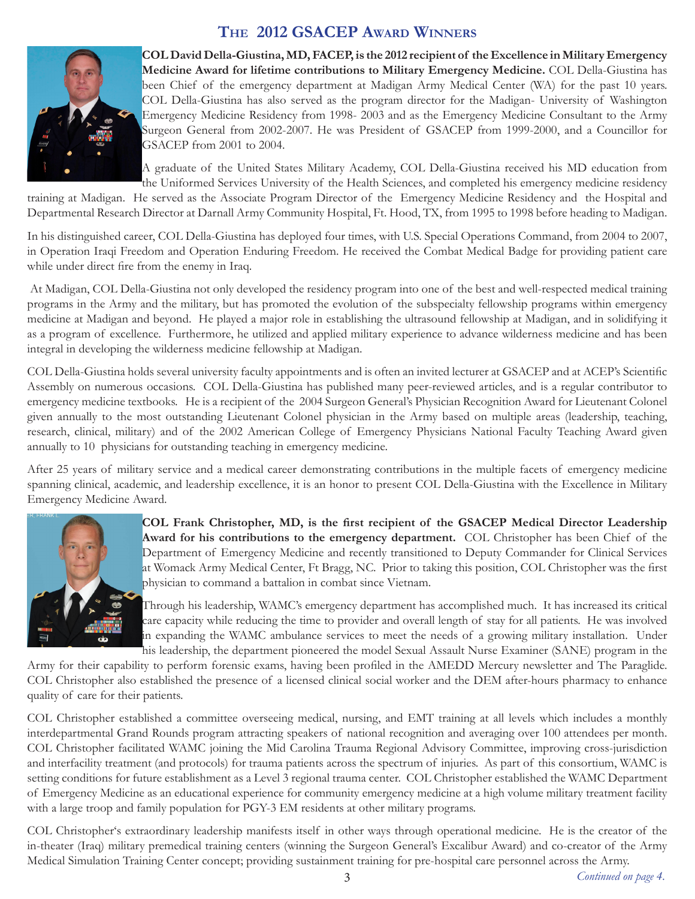# The 2012 GSACEP Award Winners

**COL David Della-Giustina, MD, FACEP, is the 2012 recipient of the Excellence in Military Emergency Medicine Award for lifetime contributions to Military Emergency Medicine.** COL Della-Giustina has been Chief of the emergency department at Madigan Army Medical Center (WA) for the past 10 years. COL Della-Giustina has also served as the program director for the Madigan- University of Washington Emergency Medicine Residency from 1998- 2003 and as the Emergency Medicine Consultant to the Army Surgeon General from 2002-2007. He was President of GSACEP from 1999-2000, and a Councillor for GSACEP from 2001 to 2004.

A graduate of the United States Military Academy, COL Della-Giustina received his MD education from the Uniformed Services University of the Health Sciences, and completed his emergency medicine residency training at Madigan. He served as the Associate Program Director of the Emergency Medicine Residency and the Hospital and Departmental Research Director at Darnall Army Community Hospital, Ft. Hood, TX, from 1995 to 1998 before heading to Madigan.

In his distinguished career, COL Della-Giustina has deployed four times, with U.S. Special Operations Command, from 2004 to 2007, in Operation Iraqi Freedom and Operation Enduring Freedom. He received the Combat Medical Badge for providing patient care while under direct fire from the enemy in Iraq.

At Madigan, COL Della-Giustina not only developed the residency program into one of the best and well-respected medical training programs in the Army and the military, but has promoted the evolution of the subspecialty fellowship programs within emergency medicine at Madigan and beyond. He played a major role in establishing the ultrasound fellowship at Madigan, and in solidifying it as a program of excellence. Furthermore, he utilized and applied military experience to advance wilderness medicine and has been integral in developing the wilderness medicine fellowship at Madigan.

COL Della-Giustina holds several university faculty appointments and is often an invited lecturer at GSACEP and at ACEP's Scientific Assembly on numerous occasions. COL Della-Giustina has published many peer-reviewed articles, and is a regular contributor to emergency medicine textbooks. He is a recipient of the 2004 Surgeon General's Physician Recognition Award for Lieutenant Colonel given annually to the most outstanding Lieutenant Colonel physician in the Army based on multiple areas (leadership, teaching, research, clinical, military) and of the 2002 American College of Emergency Physicians National Faculty Teaching Award given annually to 10 physicians for outstanding teaching in emergency medicine.

After 25 years of military service and a medical career demonstrating contributions in the multiple facets of emergency medicine spanning clinical, academic, and leadership excellence, it is an honor to present COL Della-Giustina with the Excellence in Military Emergency Medicine Award.

**COL Frank Christopher, MD, is the first recipient of the GSACEP Medical Director Leadership Award for his contributions to the emergency department.** COL Christopher has been Chief of the Department of Emergency Medicine and recently transitioned to Deputy Commander for Clinical Services at Womack Army Medical Center, Ft Bragg, NC. Prior to taking this position, COL Christopher was the first physician to command a battalion in combat since Vietnam.

Through his leadership, WAMC's emergency department has accomplished much. It has increased its critical care capacity while reducing the time to provider and overall length of stay for all patients. He was involved in expanding the WAMC ambulance services to meet the needs of a growing military installation. Under his leadership, the department pioneered the model Sexual Assault Nurse Examiner (SANE) program in the Army for their capability to perform forensic exams, having been profiled in the AMEDD Mercury newsletter and The Paraglide. COL Christopher also established the presence of a licensed clinical social worker and the DEM after-hours pharmacy to enhance quality of care for their patients.

COL Christopher established a committee overseeing medical, nursing, and EMT training at all levels which includes a monthly interdepartmental Grand Rounds program attracting speakers of national recognition and averaging over 100 attendees per month. COL Christopher facilitated WAMC joining the Mid Carolina Trauma Regional Advisory Committee, improving cross-jurisdiction and interfacility treatment (and protocols) for trauma patients across the spectrum of injuries. As part of this consortium, WAMC is setting conditions for future establishment as a Level 3 regional trauma center. COL Christopher established the WAMC Department of Emergency Medicine as an educational experience for community emergency medicine at a high volume military treatment facility with a large troop and family population for PGY-3 EM residents at other military programs.

COL Christopher's extraordinary leadership manifests itself in other ways through operational medicine. He is the creator of the in-theater (Iraq) military premedical training centers (winning the Surgeon General's Excalibur Award) and co-creator of the Army Medical Simulation Training Center concept; providing sustainment training for pre-hospital care personnel across the Army.

*Continued on page 4.*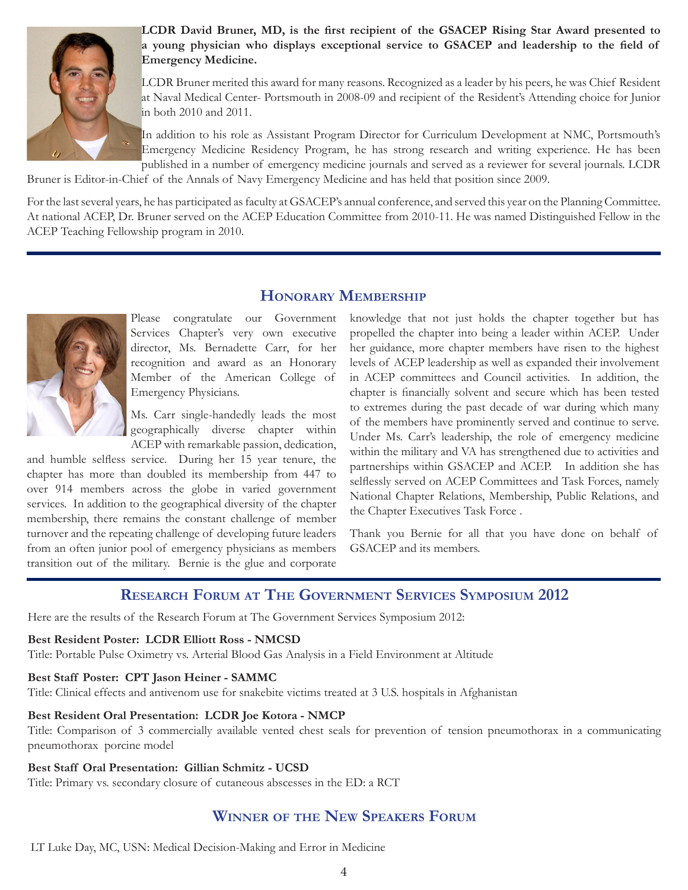**LCDR David Bruner, MD, is the first recipient of the GSACEP Rising Star Award presented to a young physician who displays exceptional service to GSACEP and leadership to the field of Emergency Medicine.**

LCDR Bruner merited this award for many reasons. Recognized as a leader by his peers, he was Chief Resident at Naval Medical Center- Portsmouth in 2008-09 and recipient of the Resident's Attending choice for Junior in both 2010 and 2011.

In addition to his role as Assistant Program Director for Curriculum Development at NMC, Portsmouth's Emergency Medicine Residency Program, he has strong research and writing experience. He has been published in a number of emergency medicine journals and served as a reviewer for several journals. LCDR Bruner is Editor-in-Chief of the Annals of Navy Emergency Medicine and has held that position since 2009.

For the last several years, he has participated as faculty at GSACEP's annual conference, and served this year on the Planning Committee. At national ACEP, Dr. Bruner served on the ACEP Education Committee from 2010-11. He was named Distinguished Fellow in the ACEP Teaching Fellowship program in 2010.

## Honorary Membership

Please congratulate our Government Services Chapter's very own executive director, Ms. Bernadette Carr, for her recognition and award as an Honorary Member of the American College of Emergency Physicians.

Ms. Carr single-handedly leads the most geographically diverse chapter within ACEP with remarkable passion, dedication, and humble selfless service. During her 15 year tenure, the chapter has more than doubled its membership from 447 to over 914 members across the globe in varied government services. In addition to the geographical diversity of the chapter membership, there remains the constant challenge of member turnover and the repeating challenge of developing future leaders from an often junior pool of emergency physicians as members transition out of the military. Bernie is the glue and corporate knowledge that not just holds the chapter together but has propelled the chapter into being a leader within ACEP. Under her guidance, more chapter members have risen to the highest levels of ACEP leadership as well as expanded their involvement in ACEP committees and Council activities. In addition, the chapter is financially solvent and secure which has been tested to extremes during the past decade of war during which many of the members have prominently served and continue to serve. Under Ms. Carr's leadership, the role of emergency medicine within the military and VA has strengthened due to activities and partnerships within GSACEP and ACEP. In addition she has selflessly served on ACEP Committees and Task Forces, namely National Chapter Relations, Membership, Public Relations, and the Chapter Executives Task Force .

Thank you Bernie for all that you have done on behalf of GSACEP and its members.

## Research Forum at The Government Services Symposium 2012

Here are the results of the Research Forum at The Government Services Symposium 2012:

**Best Resident Poster: LCDR Elliott Ross - NMCSD**
Title: Portable Pulse Oximetry vs. Arterial Blood Gas Analysis in a Field Environment at Altitude

**Best Staff Poster: CPT Jason Heiner - SAMMC**
Title: Clinical effects and antivenom use for snakebite victims treated at 3 U.S. hospitals in Afghanistan

**Best Resident Oral Presentation: LCDR Joe Kotora - NMCP**
Title: Comparison of 3 commercially available vented chest seals for prevention of tension pneumothorax in a communicating pneumothorax porcine model

**Best Staff Oral Presentation: Gillian Schmitz - UCSD**
Title: Primary vs. secondary closure of cutaneous abscesses in the ED: a RCT

## Winner of the New Speakers Forum

LT Luke Day, MC, USN: Medical Decision-Making and Error in Medicine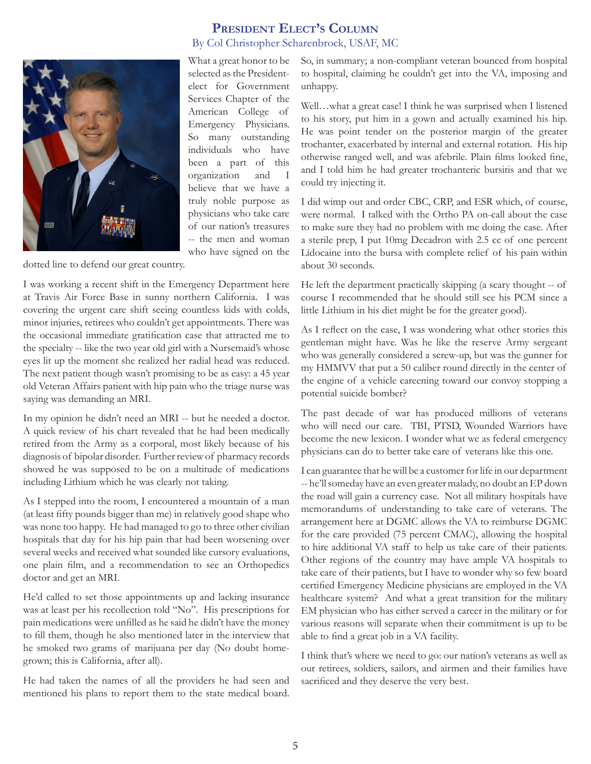## President Elect's Column

By Col Christopher Scharenbrock, USAF, MC

What a great honor to be selected as the President-elect for Government Services Chapter of the American College of Emergency Physicians. So many outstanding individuals who have been a part of this organization and I believe that we have a truly noble purpose as physicians who take care of our nation's treasures -- the men and woman who have signed on the dotted line to defend our great country.

I was working a recent shift in the Emergency Department here at Travis Air Force Base in sunny northern California. I was covering the urgent care shift seeing countless kids with colds, minor injuries, retirees who couldn't get appointments. There was the occasional immediate gratification case that attracted me to the specialty -- like the two year old girl with a Nursemaid's whose eyes lit up the moment she realized her radial head was reduced. The next patient though wasn't promising to be as easy: a 45 year old Veteran Affairs patient with hip pain who the triage nurse was saying was demanding an MRI.

In my opinion he didn't need an MRI -- but he needed a doctor. A quick review of his chart revealed that he had been medically retired from the Army as a corporal, most likely because of his diagnosis of bipolar disorder. Further review of pharmacy records showed he was supposed to be on a multitude of medications including Lithium which he was clearly not taking.

As I stepped into the room, I encountered a mountain of a man (at least fifty pounds bigger than me) in relatively good shape who was none too happy. He had managed to go to three other civilian hospitals that day for his hip pain that had been worsening over several weeks and received what sounded like cursory evaluations, one plain film, and a recommendation to see an Orthopedics doctor and get an MRI.

He'd called to set those appointments up and lacking insurance was at least per his recollection told "No". His prescriptions for pain medications were unfilled as he said he didn't have the money to fill them, though he also mentioned later in the interview that he smoked two grams of marijuana per day (No doubt home-grown; this is California, after all).

He had taken the names of all the providers he had seen and mentioned his plans to report them to the state medical board. So, in summary; a non-compliant veteran bounced from hospital to hospital, claiming he couldn't get into the VA, imposing and unhappy.

Well…what a great case! I think he was surprised when I listened to his story, put him in a gown and actually examined his hip. He was point tender on the posterior margin of the greater trochanter, exacerbated by internal and external rotation. His hip otherwise ranged well, and was afebrile. Plain films looked fine, and I told him he had greater trochanteric bursitis and that we could try injecting it.

I did wimp out and order CBC, CRP, and ESR which, of course, were normal. I talked with the Ortho PA on-call about the case to make sure they had no problem with me doing the case. After a sterile prep, I put 10mg Decadron with 2.5 cc of one percent Lidocaine into the bursa with complete relief of his pain within about 30 seconds.

He left the department practically skipping (a scary thought -- of course I recommended that he should still see his PCM since a little Lithium in his diet might be for the greater good).

As I reflect on the case, I was wondering what other stories this gentleman might have. Was he like the reserve Army sergeant who was generally considered a screw-up, but was the gunner for my HMMVV that put a 50 caliber round directly in the center of the engine of a vehicle careening toward our convoy stopping a potential suicide bomber?

The past decade of war has produced millions of veterans who will need our care. TBI, PTSD, Wounded Warriors have become the new lexicon. I wonder what we as federal emergency physicians can do to better take care of veterans like this one.

I can guarantee that he will be a customer for life in our department -- he'll someday have an even greater malady, no doubt an EP down the road will gain a currency case. Not all military hospitals have memorandums of understanding to take care of veterans. The arrangement here at DGMC allows the VA to reimburse DGMC for the care provided (75 percent CMAC), allowing the hospital to hire additional VA staff to help us take care of their patients. Other regions of the country may have ample VA hospitals to take care of their patients, but I have to wonder why so few board certified Emergency Medicine physicians are employed in the VA healthcare system? And what a great transition for the military EM physician who has either served a career in the military or for various reasons will separate when their commitment is up to be able to find a great job in a VA facility.

I think that's where we need to go: our nation's veterans as well as our retirees, soldiers, sailors, and airmen and their families have sacrificed and they deserve the very best.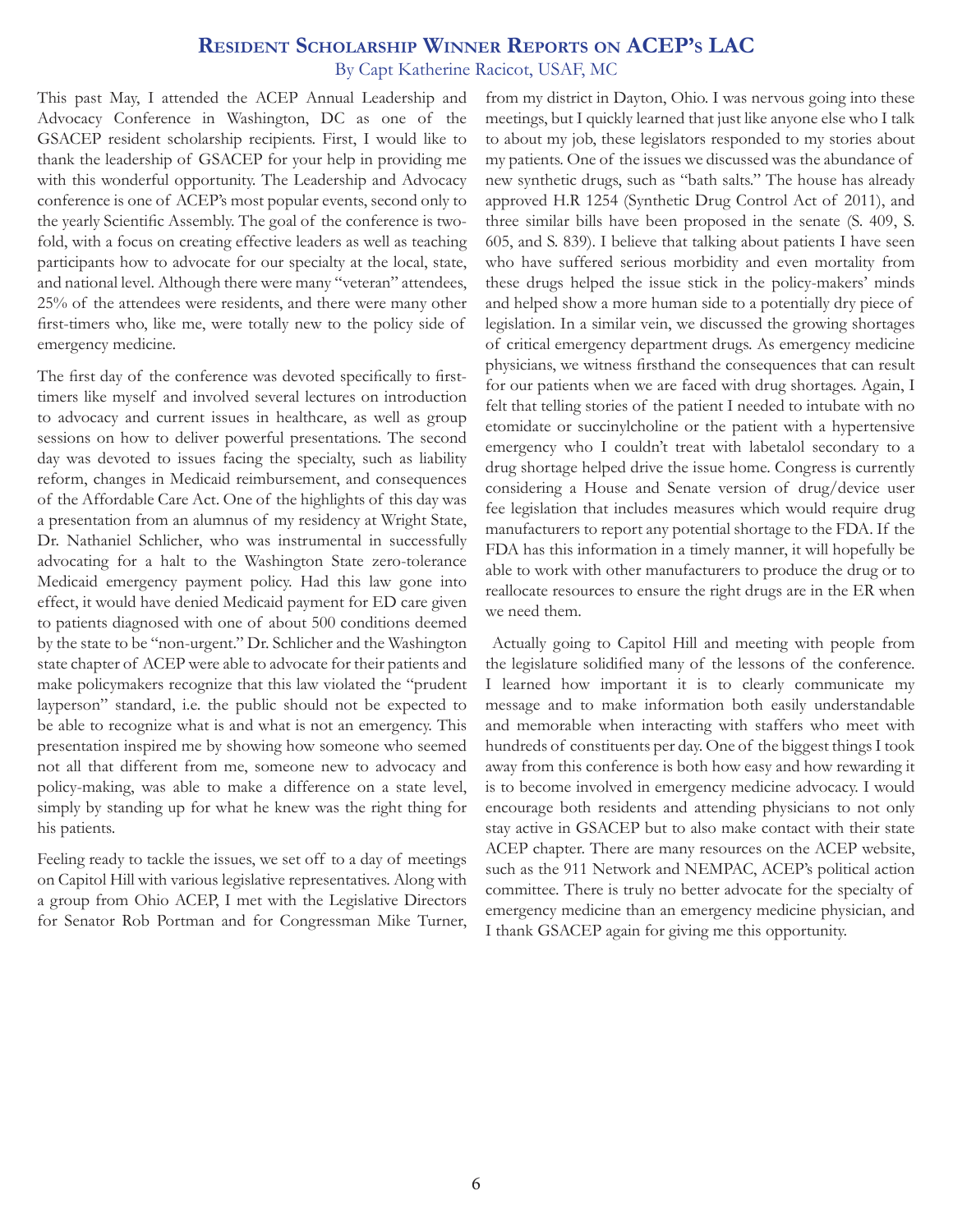## Resident Scholarship Winner Reports on ACEP's LAC

By Capt Katherine Racicot, USAF, MC

This past May, I attended the ACEP Annual Leadership and Advocacy Conference in Washington, DC as one of the GSACEP resident scholarship recipients. First, I would like to thank the leadership of GSACEP for your help in providing me with this wonderful opportunity. The Leadership and Advocacy conference is one of ACEP's most popular events, second only to the yearly Scientific Assembly. The goal of the conference is two-fold, with a focus on creating effective leaders as well as teaching participants how to advocate for our specialty at the local, state, and national level. Although there were many "veteran" attendees, 25% of the attendees were residents, and there were many other first-timers who, like me, were totally new to the policy side of emergency medicine.

The first day of the conference was devoted specifically to first-timers like myself and involved several lectures on introduction to advocacy and current issues in healthcare, as well as group sessions on how to deliver powerful presentations. The second day was devoted to issues facing the specialty, such as liability reform, changes in Medicaid reimbursement, and consequences of the Affordable Care Act. One of the highlights of this day was a presentation from an alumnus of my residency at Wright State, Dr. Nathaniel Schlicher, who was instrumental in successfully advocating for a halt to the Washington State zero-tolerance Medicaid emergency payment policy. Had this law gone into effect, it would have denied Medicaid payment for ED care given to patients diagnosed with one of about 500 conditions deemed by the state to be "non-urgent." Dr. Schlicher and the Washington state chapter of ACEP were able to advocate for their patients and make policymakers recognize that this law violated the "prudent layperson" standard, i.e. the public should not be expected to be able to recognize what is and what is not an emergency. This presentation inspired me by showing how someone who seemed not all that different from me, someone new to advocacy and policy-making, was able to make a difference on a state level, simply by standing up for what he knew was the right thing for his patients.

Feeling ready to tackle the issues, we set off to a day of meetings on Capitol Hill with various legislative representatives. Along with a group from Ohio ACEP, I met with the Legislative Directors for Senator Rob Portman and for Congressman Mike Turner, from my district in Dayton, Ohio. I was nervous going into these meetings, but I quickly learned that just like anyone else who I talk to about my job, these legislators responded to my stories about my patients. One of the issues we discussed was the abundance of new synthetic drugs, such as "bath salts." The house has already approved H.R 1254 (Synthetic Drug Control Act of 2011), and three similar bills have been proposed in the senate (S. 409, S. 605, and S. 839). I believe that talking about patients I have seen who have suffered serious morbidity and even mortality from these drugs helped the issue stick in the policy-makers' minds and helped show a more human side to a potentially dry piece of legislation. In a similar vein, we discussed the growing shortages of critical emergency department drugs. As emergency medicine physicians, we witness firsthand the consequences that can result for our patients when we are faced with drug shortages. Again, I felt that telling stories of the patient I needed to intubate with no etomidate or succinylcholine or the patient with a hypertensive emergency who I couldn't treat with labetalol secondary to a drug shortage helped drive the issue home. Congress is currently considering a House and Senate version of drug/device user fee legislation that includes measures which would require drug manufacturers to report any potential shortage to the FDA. If the FDA has this information in a timely manner, it will hopefully be able to work with other manufacturers to produce the drug or to reallocate resources to ensure the right drugs are in the ER when we need them.

Actually going to Capitol Hill and meeting with people from the legislature solidified many of the lessons of the conference. I learned how important it is to clearly communicate my message and to make information both easily understandable and memorable when interacting with staffers who meet with hundreds of constituents per day. One of the biggest things I took away from this conference is both how easy and how rewarding it is to become involved in emergency medicine advocacy. I would encourage both residents and attending physicians to not only stay active in GSACEP but to also make contact with their state ACEP chapter. There are many resources on the ACEP website, such as the 911 Network and NEMPAC, ACEP's political action committee. There is truly no better advocate for the specialty of emergency medicine than an emergency medicine physician, and I thank GSACEP again for giving me this opportunity.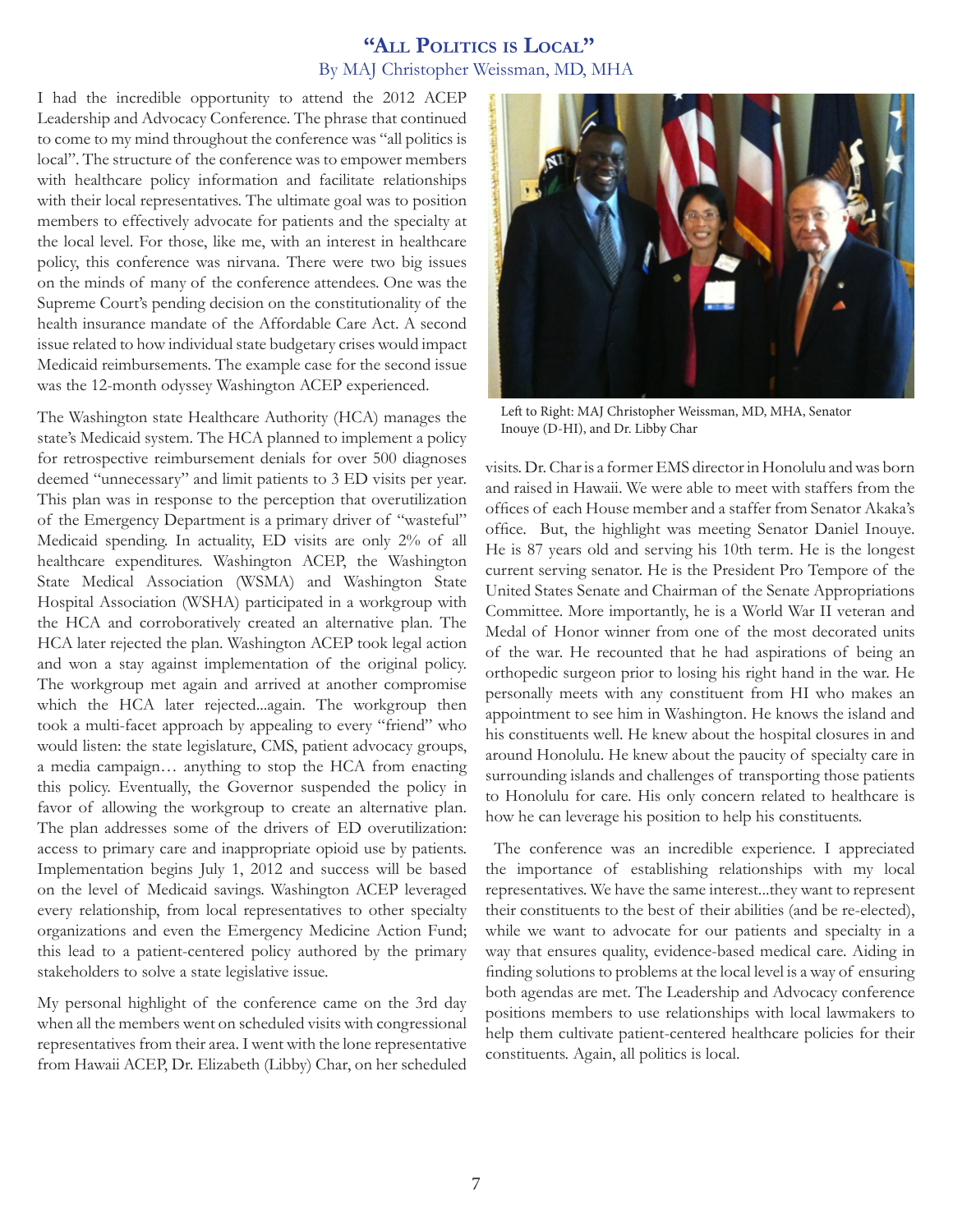## "All Politics is Local"

By MAJ Christopher Weissman, MD, MHA

I had the incredible opportunity to attend the 2012 ACEP Leadership and Advocacy Conference. The phrase that continued to come to my mind throughout the conference was "all politics is local". The structure of the conference was to empower members with healthcare policy information and facilitate relationships with their local representatives. The ultimate goal was to position members to effectively advocate for patients and the specialty at the local level. For those, like me, with an interest in healthcare policy, this conference was nirvana. There were two big issues on the minds of many of the conference attendees. One was the Supreme Court's pending decision on the constitutionality of the health insurance mandate of the Affordable Care Act. A second issue related to how individual state budgetary crises would impact Medicaid reimbursements. The example case for the second issue was the 12-month odyssey Washington ACEP experienced.

The Washington state Healthcare Authority (HCA) manages the state's Medicaid system. The HCA planned to implement a policy for retrospective reimbursement denials for over 500 diagnoses deemed "unnecessary" and limit patients to 3 ED visits per year. This plan was in response to the perception that overutilization of the Emergency Department is a primary driver of "wasteful" Medicaid spending. In actuality, ED visits are only 2% of all healthcare expenditures. Washington ACEP, the Washington State Medical Association (WSMA) and Washington State Hospital Association (WSHA) participated in a workgroup with the HCA and corroboratively created an alternative plan. The HCA later rejected the plan. Washington ACEP took legal action and won a stay against implementation of the original policy. The workgroup met again and arrived at another compromise which the HCA later rejected...again. The workgroup then took a multi-facet approach by appealing to every "friend" who would listen: the state legislature, CMS, patient advocacy groups, a media campaign… anything to stop the HCA from enacting this policy. Eventually, the Governor suspended the policy in favor of allowing the workgroup to create an alternative plan. The plan addresses some of the drivers of ED overutilization: access to primary care and inappropriate opioid use by patients. Implementation begins July 1, 2012 and success will be based on the level of Medicaid savings. Washington ACEP leveraged every relationship, from local representatives to other specialty organizations and even the Emergency Medicine Action Fund; this lead to a patient-centered policy authored by the primary stakeholders to solve a state legislative issue.

My personal highlight of the conference came on the 3rd day when all the members went on scheduled visits with congressional representatives from their area. I went with the lone representative from Hawaii ACEP, Dr. Elizabeth (Libby) Char, on her scheduled visits. Dr. Char is a former EMS director in Honolulu and was born and raised in Hawaii. We were able to meet with staffers from the offices of each House member and a staffer from Senator Akaka's office. But, the highlight was meeting Senator Daniel Inouye. He is 87 years old and serving his 10th term. He is the longest current serving senator. He is the President Pro Tempore of the United States Senate and Chairman of the Senate Appropriations Committee. More importantly, he is a World War II veteran and Medal of Honor winner from one of the most decorated units of the war. He recounted that he had aspirations of being an orthopedic surgeon prior to losing his right hand in the war. He personally meets with any constituent from HI who makes an appointment to see him in Washington. He knows the island and his constituents well. He knew about the hospital closures in and around Honolulu. He knew about the paucity of specialty care in surrounding islands and challenges of transporting those patients to Honolulu for care. His only concern related to healthcare is how he can leverage his position to help his constituents.

Left to Right: MAJ Christopher Weissman, MD, MHA, Senator Inouye (D-HI), and Dr. Libby Char

The conference was an incredible experience. I appreciated the importance of establishing relationships with my local representatives. We have the same interest...they want to represent their constituents to the best of their abilities (and be re-elected), while we want to advocate for our patients and specialty in a way that ensures quality, evidence-based medical care. Aiding in finding solutions to problems at the local level is a way of ensuring both agendas are met. The Leadership and Advocacy conference positions members to use relationships with local lawmakers to help them cultivate patient-centered healthcare policies for their constituents. Again, all politics is local.